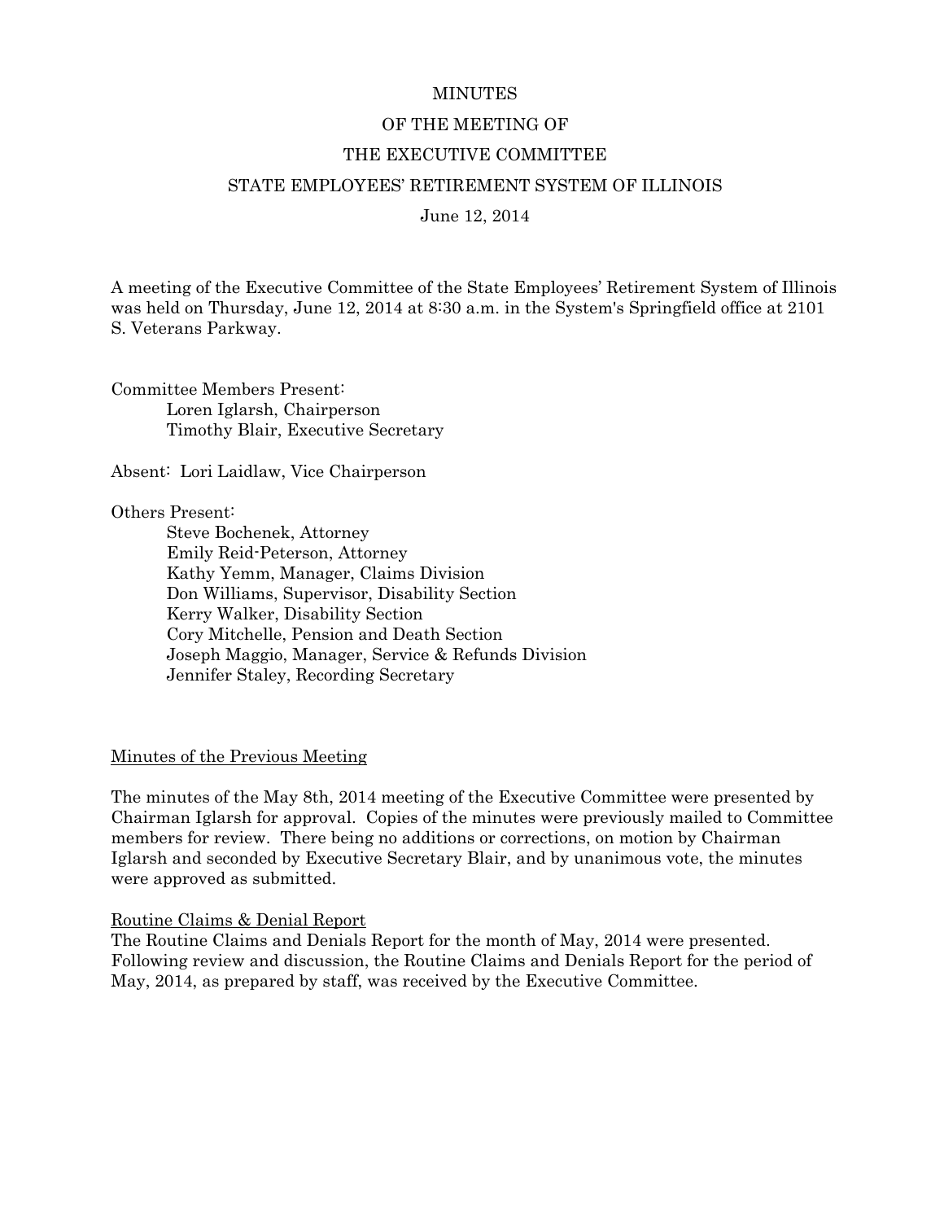# MINUTES

# OF THE MEETING OF

# THE EXECUTIVE COMMITTEE

# STATE EMPLOYEES' RETIREMENT SYSTEM OF ILLINOIS

June 12, 2014

A meeting of the Executive Committee of the State Employees' Retirement System of Illinois was held on Thursday, June 12, 2014 at 8:30 a.m. in the System's Springfield office at 2101 S. Veterans Parkway.

Committee Members Present:
- Loren Iglarsh, Chairperson
- Timothy Blair, Executive Secretary

Absent: Lori Laidlaw, Vice Chairperson

Others Present:
- Steve Bochenek, Attorney
- Emily Reid-Peterson, Attorney
- Kathy Yemm, Manager, Claims Division
- Don Williams, Supervisor, Disability Section
- Kerry Walker, Disability Section
- Cory Mitchelle, Pension and Death Section
- Joseph Maggio, Manager, Service & Refunds Division
- Jennifer Staley, Recording Secretary

## Minutes of the Previous Meeting

The minutes of the May 8th, 2014 meeting of the Executive Committee were presented by Chairman Iglarsh for approval. Copies of the minutes were previously mailed to Committee members for review. There being no additions or corrections, on motion by Chairman Iglarsh and seconded by Executive Secretary Blair, and by unanimous vote, the minutes were approved as submitted.

## Routine Claims & Denial Report

The Routine Claims and Denials Report for the month of May, 2014 were presented. Following review and discussion, the Routine Claims and Denials Report for the period of May, 2014, as prepared by staff, was received by the Executive Committee.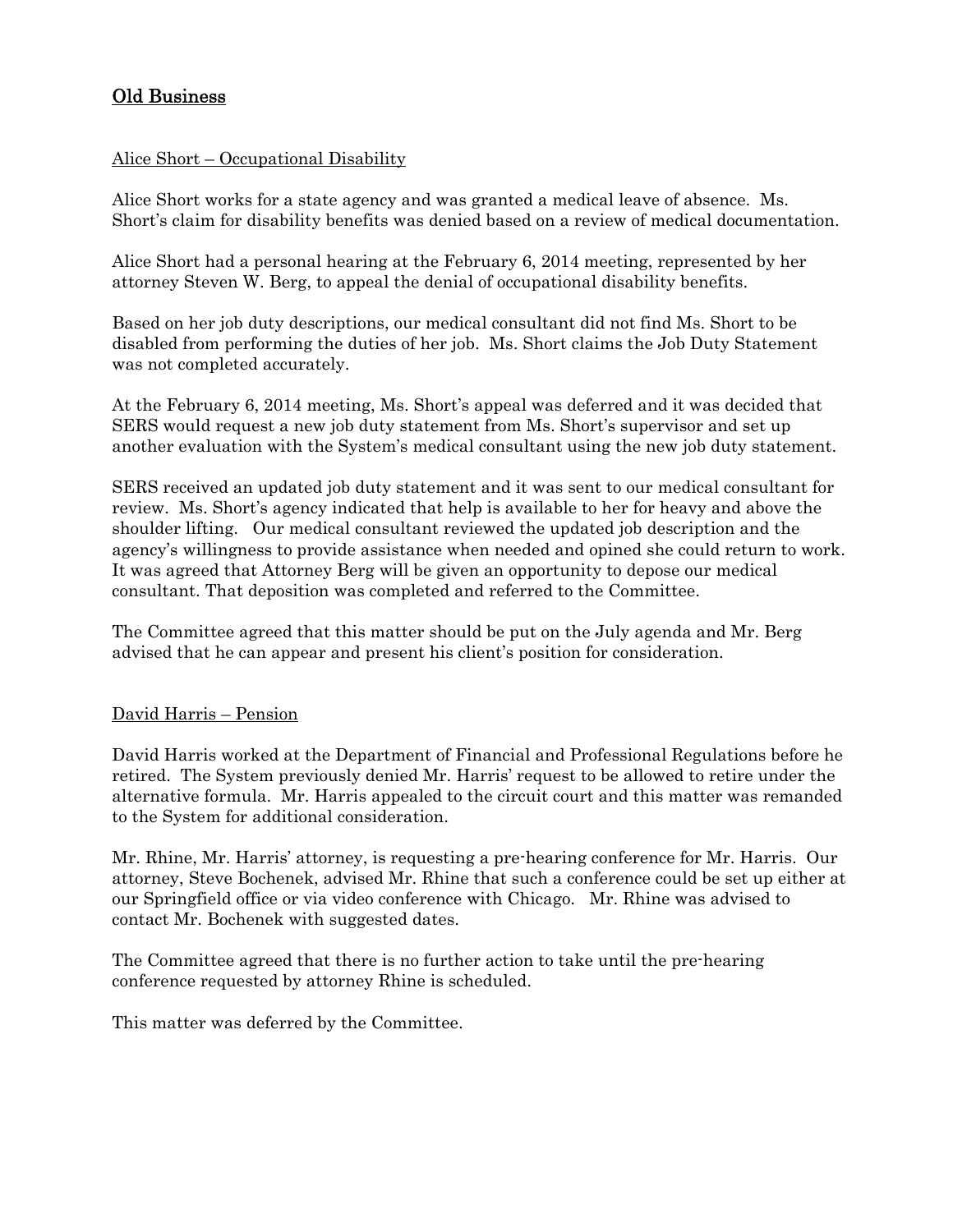## Old Business

### Alice Short – Occupational Disability

Alice Short works for a state agency and was granted a medical leave of absence. Ms. Short's claim for disability benefits was denied based on a review of medical documentation.

Alice Short had a personal hearing at the February 6, 2014 meeting, represented by her attorney Steven W. Berg, to appeal the denial of occupational disability benefits.

Based on her job duty descriptions, our medical consultant did not find Ms. Short to be disabled from performing the duties of her job. Ms. Short claims the Job Duty Statement was not completed accurately.

At the February 6, 2014 meeting, Ms. Short's appeal was deferred and it was decided that SERS would request a new job duty statement from Ms. Short's supervisor and set up another evaluation with the System's medical consultant using the new job duty statement.

SERS received an updated job duty statement and it was sent to our medical consultant for review. Ms. Short's agency indicated that help is available to her for heavy and above the shoulder lifting. Our medical consultant reviewed the updated job description and the agency's willingness to provide assistance when needed and opined she could return to work. It was agreed that Attorney Berg will be given an opportunity to depose our medical consultant. That deposition was completed and referred to the Committee.

The Committee agreed that this matter should be put on the July agenda and Mr. Berg advised that he can appear and present his client's position for consideration.

### David Harris – Pension

David Harris worked at the Department of Financial and Professional Regulations before he retired. The System previously denied Mr. Harris' request to be allowed to retire under the alternative formula. Mr. Harris appealed to the circuit court and this matter was remanded to the System for additional consideration.

Mr. Rhine, Mr. Harris' attorney, is requesting a pre-hearing conference for Mr. Harris. Our attorney, Steve Bochenek, advised Mr. Rhine that such a conference could be set up either at our Springfield office or via video conference with Chicago. Mr. Rhine was advised to contact Mr. Bochenek with suggested dates.

The Committee agreed that there is no further action to take until the pre-hearing conference requested by attorney Rhine is scheduled.

This matter was deferred by the Committee.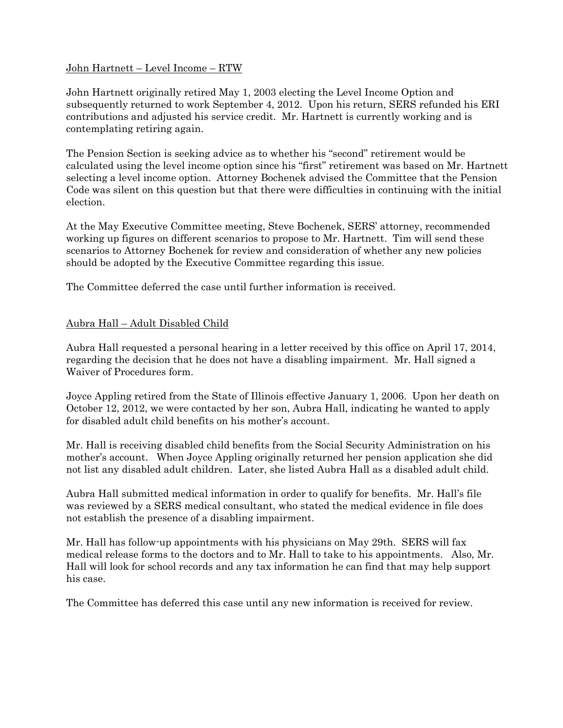John Hartnett – Level Income – RTW

John Hartnett originally retired May 1, 2003 electing the Level Income Option and subsequently returned to work September 4, 2012. Upon his return, SERS refunded his ERI contributions and adjusted his service credit. Mr. Hartnett is currently working and is contemplating retiring again.

The Pension Section is seeking advice as to whether his "second" retirement would be calculated using the level income option since his "first" retirement was based on Mr. Hartnett selecting a level income option. Attorney Bochenek advised the Committee that the Pension Code was silent on this question but that there were difficulties in continuing with the initial election.

At the May Executive Committee meeting, Steve Bochenek, SERS' attorney, recommended working up figures on different scenarios to propose to Mr. Hartnett. Tim will send these scenarios to Attorney Bochenek for review and consideration of whether any new policies should be adopted by the Executive Committee regarding this issue.

The Committee deferred the case until further information is received.

Aubra Hall – Adult Disabled Child

Aubra Hall requested a personal hearing in a letter received by this office on April 17, 2014, regarding the decision that he does not have a disabling impairment. Mr. Hall signed a Waiver of Procedures form.

Joyce Appling retired from the State of Illinois effective January 1, 2006. Upon her death on October 12, 2012, we were contacted by her son, Aubra Hall, indicating he wanted to apply for disabled adult child benefits on his mother's account.

Mr. Hall is receiving disabled child benefits from the Social Security Administration on his mother's account. When Joyce Appling originally returned her pension application she did not list any disabled adult children. Later, she listed Aubra Hall as a disabled adult child.

Aubra Hall submitted medical information in order to qualify for benefits. Mr. Hall's file was reviewed by a SERS medical consultant, who stated the medical evidence in file does not establish the presence of a disabling impairment.

Mr. Hall has follow-up appointments with his physicians on May 29th. SERS will fax medical release forms to the doctors and to Mr. Hall to take to his appointments. Also, Mr. Hall will look for school records and any tax information he can find that may help support his case.

The Committee has deferred this case until any new information is received for review.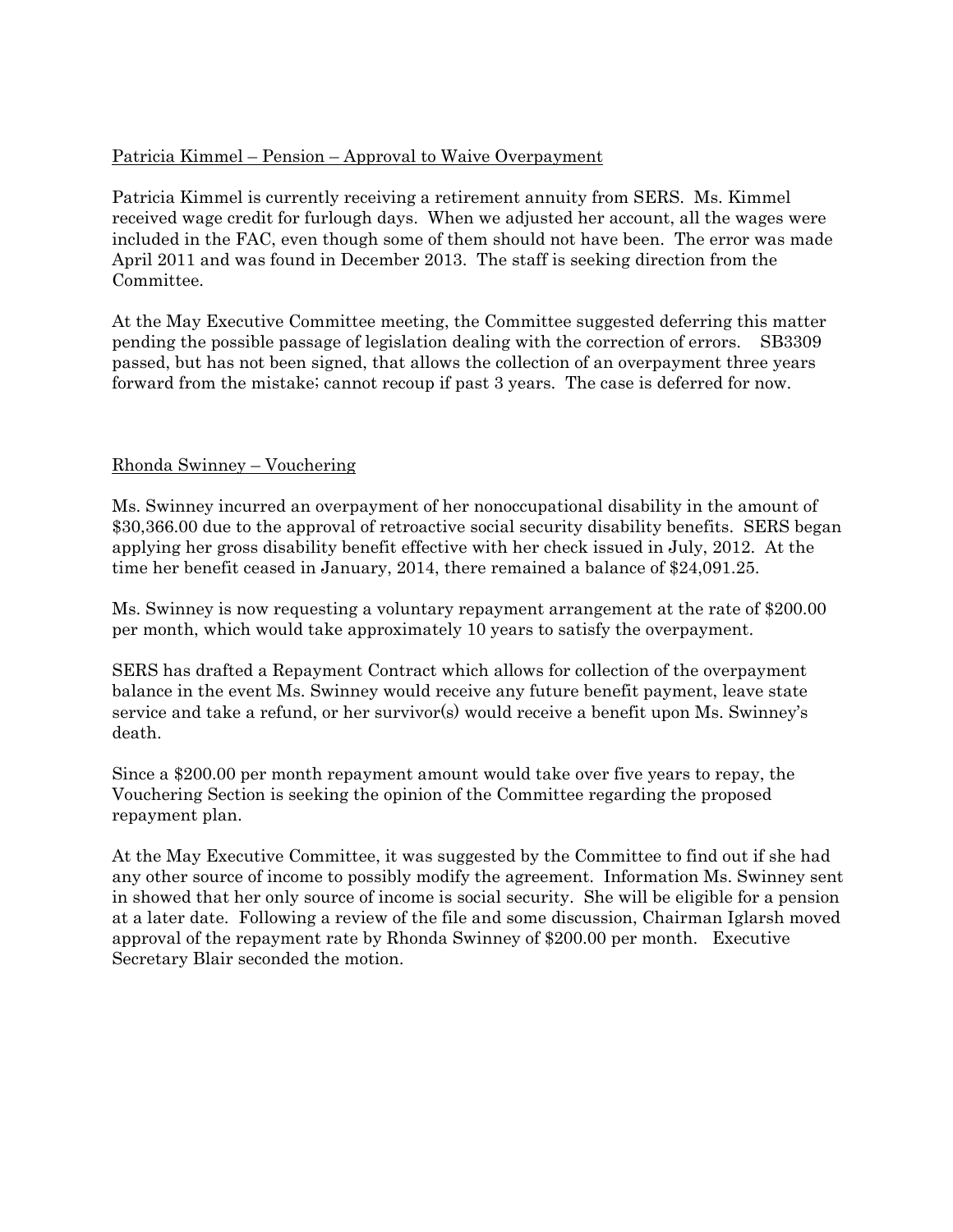Patricia Kimmel – Pension – Approval to Waive Overpayment

Patricia Kimmel is currently receiving a retirement annuity from SERS. Ms. Kimmel received wage credit for furlough days. When we adjusted her account, all the wages were included in the FAC, even though some of them should not have been. The error was made April 2011 and was found in December 2013. The staff is seeking direction from the Committee.

At the May Executive Committee meeting, the Committee suggested deferring this matter pending the possible passage of legislation dealing with the correction of errors. SB3309 passed, but has not been signed, that allows the collection of an overpayment three years forward from the mistake; cannot recoup if past 3 years. The case is deferred for now.

Rhonda Swinney – Vouchering

Ms. Swinney incurred an overpayment of her nonoccupational disability in the amount of $30,366.00 due to the approval of retroactive social security disability benefits. SERS began applying her gross disability benefit effective with her check issued in July, 2012. At the time her benefit ceased in January, 2014, there remained a balance of $24,091.25.

Ms. Swinney is now requesting a voluntary repayment arrangement at the rate of $200.00 per month, which would take approximately 10 years to satisfy the overpayment.

SERS has drafted a Repayment Contract which allows for collection of the overpayment balance in the event Ms. Swinney would receive any future benefit payment, leave state service and take a refund, or her survivor(s) would receive a benefit upon Ms. Swinney's death.

Since a $200.00 per month repayment amount would take over five years to repay, the Vouchering Section is seeking the opinion of the Committee regarding the proposed repayment plan.

At the May Executive Committee, it was suggested by the Committee to find out if she had any other source of income to possibly modify the agreement. Information Ms. Swinney sent in showed that her only source of income is social security. She will be eligible for a pension at a later date. Following a review of the file and some discussion, Chairman Iglarsh moved approval of the repayment rate by Rhonda Swinney of $200.00 per month. Executive Secretary Blair seconded the motion.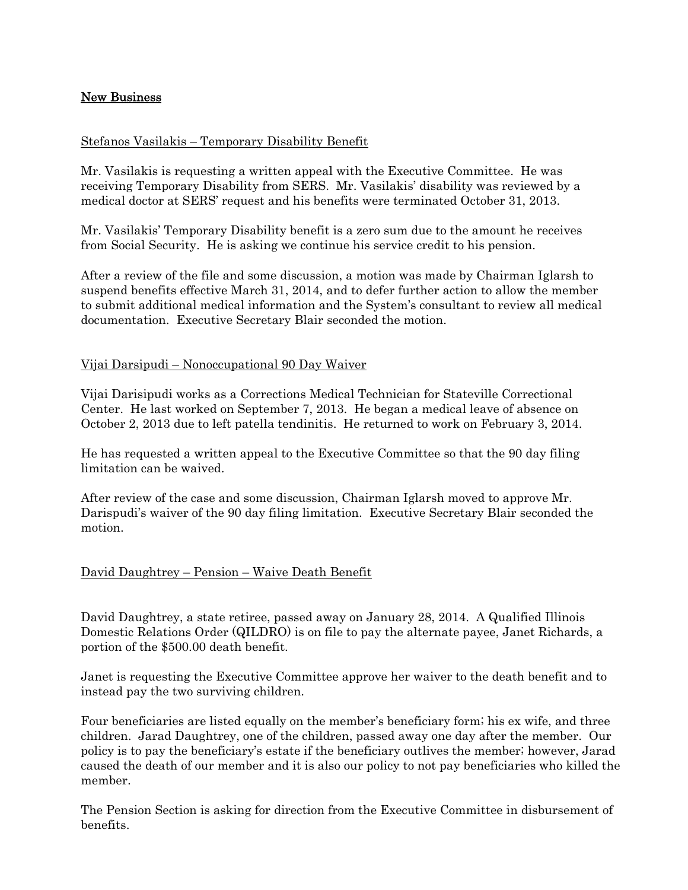## New Business

Stefanos Vasilakis – Temporary Disability Benefit

Mr. Vasilakis is requesting a written appeal with the Executive Committee. He was receiving Temporary Disability from SERS. Mr. Vasilakis' disability was reviewed by a medical doctor at SERS' request and his benefits were terminated October 31, 2013.

Mr. Vasilakis' Temporary Disability benefit is a zero sum due to the amount he receives from Social Security. He is asking we continue his service credit to his pension.

After a review of the file and some discussion, a motion was made by Chairman Iglarsh to suspend benefits effective March 31, 2014, and to defer further action to allow the member to submit additional medical information and the System's consultant to review all medical documentation. Executive Secretary Blair seconded the motion.

Vijai Darsipudi – Nonoccupational 90 Day Waiver

Vijai Darisipudi works as a Corrections Medical Technician for Stateville Correctional Center. He last worked on September 7, 2013. He began a medical leave of absence on October 2, 2013 due to left patella tendinitis. He returned to work on February 3, 2014.

He has requested a written appeal to the Executive Committee so that the 90 day filing limitation can be waived.

After review of the case and some discussion, Chairman Iglarsh moved to approve Mr. Darispudi's waiver of the 90 day filing limitation. Executive Secretary Blair seconded the motion.

David Daughtrey – Pension – Waive Death Benefit

David Daughtrey, a state retiree, passed away on January 28, 2014. A Qualified Illinois Domestic Relations Order (QILDRO) is on file to pay the alternate payee, Janet Richards, a portion of the $500.00 death benefit.

Janet is requesting the Executive Committee approve her waiver to the death benefit and to instead pay the two surviving children.

Four beneficiaries are listed equally on the member's beneficiary form; his ex wife, and three children. Jarad Daughtrey, one of the children, passed away one day after the member. Our policy is to pay the beneficiary's estate if the beneficiary outlives the member; however, Jarad caused the death of our member and it is also our policy to not pay beneficiaries who killed the member.

The Pension Section is asking for direction from the Executive Committee in disbursement of benefits.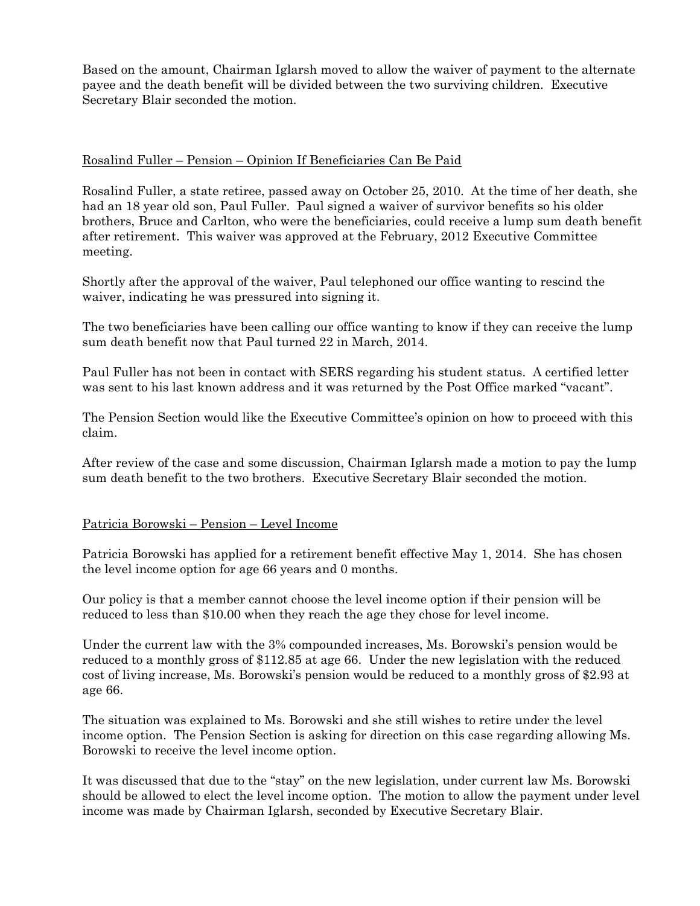Based on the amount, Chairman Iglarsh moved to allow the waiver of payment to the alternate payee and the death benefit will be divided between the two surviving children. Executive Secretary Blair seconded the motion.

Rosalind Fuller – Pension – Opinion If Beneficiaries Can Be Paid

Rosalind Fuller, a state retiree, passed away on October 25, 2010. At the time of her death, she had an 18 year old son, Paul Fuller. Paul signed a waiver of survivor benefits so his older brothers, Bruce and Carlton, who were the beneficiaries, could receive a lump sum death benefit after retirement. This waiver was approved at the February, 2012 Executive Committee meeting.

Shortly after the approval of the waiver, Paul telephoned our office wanting to rescind the waiver, indicating he was pressured into signing it.

The two beneficiaries have been calling our office wanting to know if they can receive the lump sum death benefit now that Paul turned 22 in March, 2014.

Paul Fuller has not been in contact with SERS regarding his student status. A certified letter was sent to his last known address and it was returned by the Post Office marked "vacant".

The Pension Section would like the Executive Committee's opinion on how to proceed with this claim.

After review of the case and some discussion, Chairman Iglarsh made a motion to pay the lump sum death benefit to the two brothers. Executive Secretary Blair seconded the motion.

Patricia Borowski – Pension – Level Income

Patricia Borowski has applied for a retirement benefit effective May 1, 2014. She has chosen the level income option for age 66 years and 0 months.

Our policy is that a member cannot choose the level income option if their pension will be reduced to less than $10.00 when they reach the age they chose for level income.

Under the current law with the 3% compounded increases, Ms. Borowski's pension would be reduced to a monthly gross of $112.85 at age 66. Under the new legislation with the reduced cost of living increase, Ms. Borowski's pension would be reduced to a monthly gross of $2.93 at age 66.

The situation was explained to Ms. Borowski and she still wishes to retire under the level income option. The Pension Section is asking for direction on this case regarding allowing Ms. Borowski to receive the level income option.

It was discussed that due to the "stay" on the new legislation, under current law Ms. Borowski should be allowed to elect the level income option. The motion to allow the payment under level income was made by Chairman Iglarsh, seconded by Executive Secretary Blair.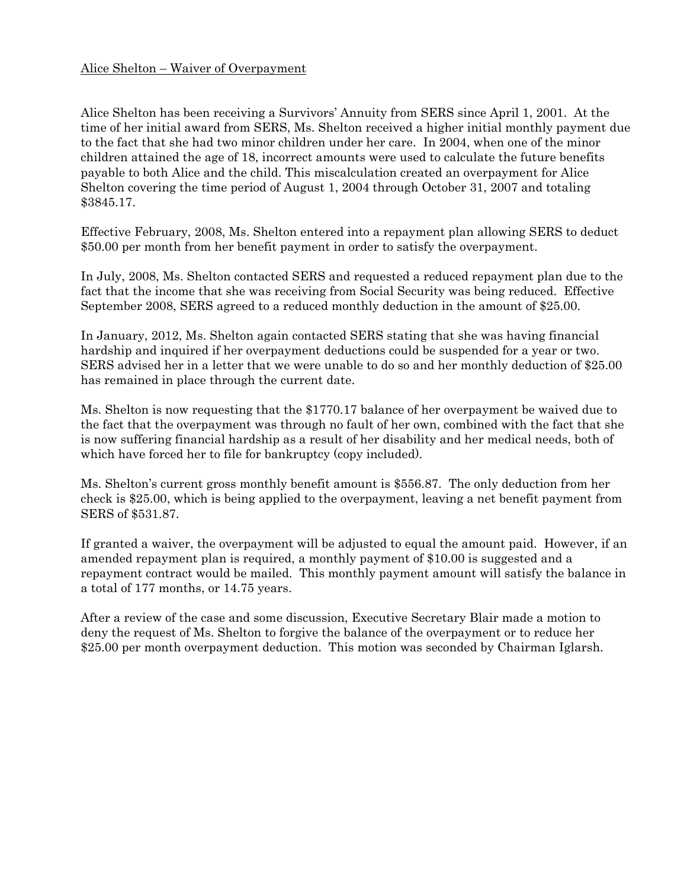Alice Shelton – Waiver of Overpayment

Alice Shelton has been receiving a Survivors' Annuity from SERS since April 1, 2001. At the time of her initial award from SERS, Ms. Shelton received a higher initial monthly payment due to the fact that she had two minor children under her care. In 2004, when one of the minor children attained the age of 18, incorrect amounts were used to calculate the future benefits payable to both Alice and the child. This miscalculation created an overpayment for Alice Shelton covering the time period of August 1, 2004 through October 31, 2007 and totaling $3845.17.

Effective February, 2008, Ms. Shelton entered into a repayment plan allowing SERS to deduct $50.00 per month from her benefit payment in order to satisfy the overpayment.

In July, 2008, Ms. Shelton contacted SERS and requested a reduced repayment plan due to the fact that the income that she was receiving from Social Security was being reduced. Effective September 2008, SERS agreed to a reduced monthly deduction in the amount of $25.00.

In January, 2012, Ms. Shelton again contacted SERS stating that she was having financial hardship and inquired if her overpayment deductions could be suspended for a year or two. SERS advised her in a letter that we were unable to do so and her monthly deduction of $25.00 has remained in place through the current date.

Ms. Shelton is now requesting that the $1770.17 balance of her overpayment be waived due to the fact that the overpayment was through no fault of her own, combined with the fact that she is now suffering financial hardship as a result of her disability and her medical needs, both of which have forced her to file for bankruptcy (copy included).

Ms. Shelton's current gross monthly benefit amount is $556.87. The only deduction from her check is $25.00, which is being applied to the overpayment, leaving a net benefit payment from SERS of $531.87.

If granted a waiver, the overpayment will be adjusted to equal the amount paid. However, if an amended repayment plan is required, a monthly payment of $10.00 is suggested and a repayment contract would be mailed. This monthly payment amount will satisfy the balance in a total of 177 months, or 14.75 years.

After a review of the case and some discussion, Executive Secretary Blair made a motion to deny the request of Ms. Shelton to forgive the balance of the overpayment or to reduce her $25.00 per month overpayment deduction. This motion was seconded by Chairman Iglarsh.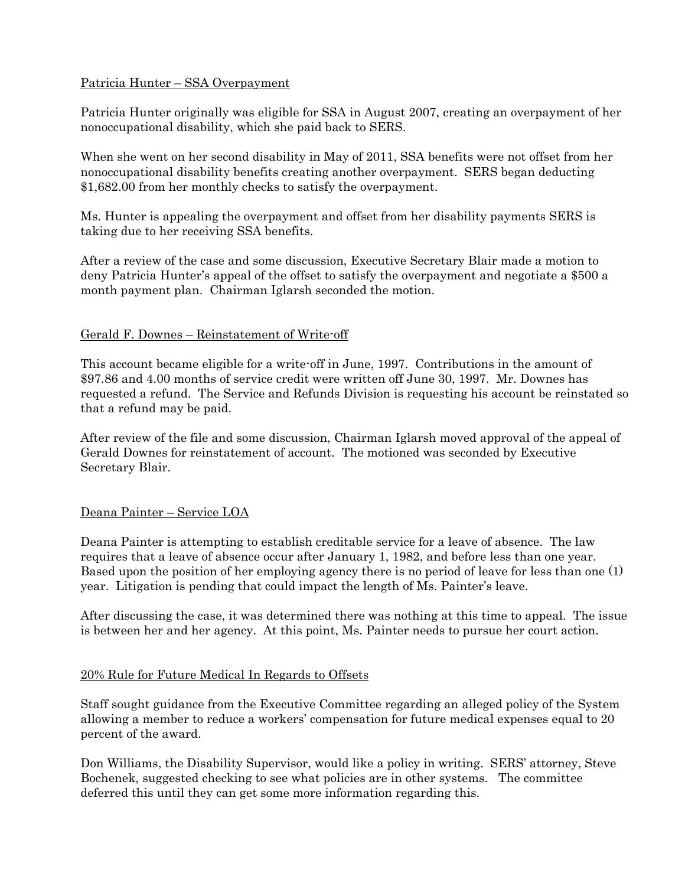Patricia Hunter – SSA Overpayment

Patricia Hunter originally was eligible for SSA in August 2007, creating an overpayment of her nonoccupational disability, which she paid back to SERS.

When she went on her second disability in May of 2011, SSA benefits were not offset from her nonoccupational disability benefits creating another overpayment. SERS began deducting $1,682.00 from her monthly checks to satisfy the overpayment.

Ms. Hunter is appealing the overpayment and offset from her disability payments SERS is taking due to her receiving SSA benefits.

After a review of the case and some discussion, Executive Secretary Blair made a motion to deny Patricia Hunter's appeal of the offset to satisfy the overpayment and negotiate a $500 a month payment plan. Chairman Iglarsh seconded the motion.

Gerald F. Downes – Reinstatement of Write-off

This account became eligible for a write-off in June, 1997. Contributions in the amount of $97.86 and 4.00 months of service credit were written off June 30, 1997. Mr. Downes has requested a refund. The Service and Refunds Division is requesting his account be reinstated so that a refund may be paid.

After review of the file and some discussion, Chairman Iglarsh moved approval of the appeal of Gerald Downes for reinstatement of account. The motioned was seconded by Executive Secretary Blair.

Deana Painter – Service LOA

Deana Painter is attempting to establish creditable service for a leave of absence. The law requires that a leave of absence occur after January 1, 1982, and before less than one year. Based upon the position of her employing agency there is no period of leave for less than one (1) year. Litigation is pending that could impact the length of Ms. Painter's leave.

After discussing the case, it was determined there was nothing at this time to appeal. The issue is between her and her agency. At this point, Ms. Painter needs to pursue her court action.

20% Rule for Future Medical In Regards to Offsets

Staff sought guidance from the Executive Committee regarding an alleged policy of the System allowing a member to reduce a workers' compensation for future medical expenses equal to 20 percent of the award.

Don Williams, the Disability Supervisor, would like a policy in writing. SERS' attorney, Steve Bochenek, suggested checking to see what policies are in other systems. The committee deferred this until they can get some more information regarding this.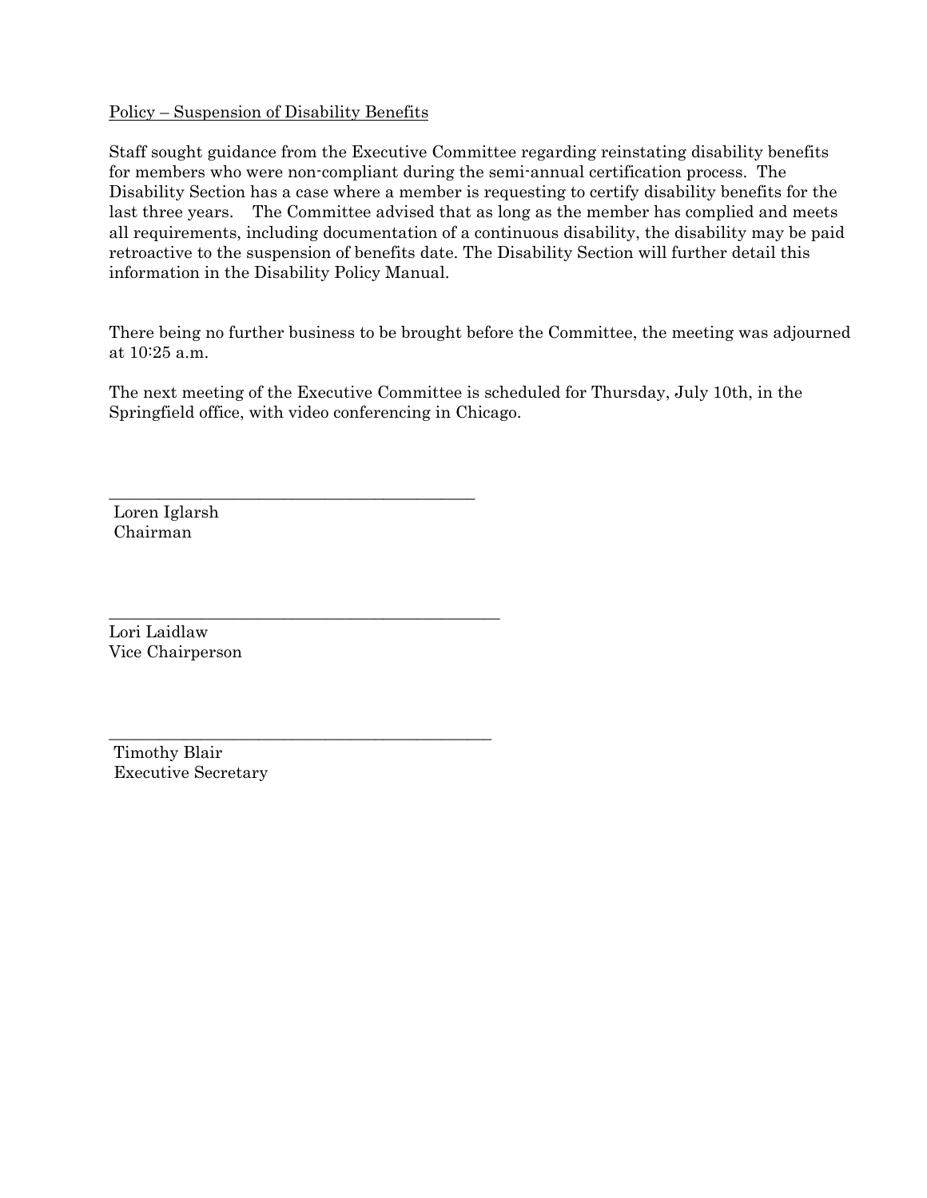Policy – Suspension of Disability Benefits

Staff sought guidance from the Executive Committee regarding reinstating disability benefits for members who were non-compliant during the semi-annual certification process. The Disability Section has a case where a member is requesting to certify disability benefits for the last three years. The Committee advised that as long as the member has complied and meets all requirements, including documentation of a continuous disability, the disability may be paid retroactive to the suspension of benefits date. The Disability Section will further detail this information in the Disability Policy Manual.

There being no further business to be brought before the Committee, the meeting was adjourned at 10:25 a.m.

The next meeting of the Executive Committee is scheduled for Thursday, July 10th, in the Springfield office, with video conferencing in Chicago.

\_\_\_\_\_\_\_\_\_\_\_\_\_\_\_\_\_\_\_\_\_\_\_\_\_\_\_\_\_\_\_\_\_\_\_\_\_\_\_\_\_\_\_\_

Loren Iglarsh
Chairman

\_\_\_\_\_\_\_\_\_\_\_\_\_\_\_\_\_\_\_\_\_\_\_\_\_\_\_\_\_\_\_\_\_\_\_\_\_\_\_\_\_\_\_\_

Lori Laidlaw
Vice Chairperson

\_\_\_\_\_\_\_\_\_\_\_\_\_\_\_\_\_\_\_\_\_\_\_\_\_\_\_\_\_\_\_\_\_\_\_\_\_\_\_\_\_\_\_\_

Timothy Blair
Executive Secretary